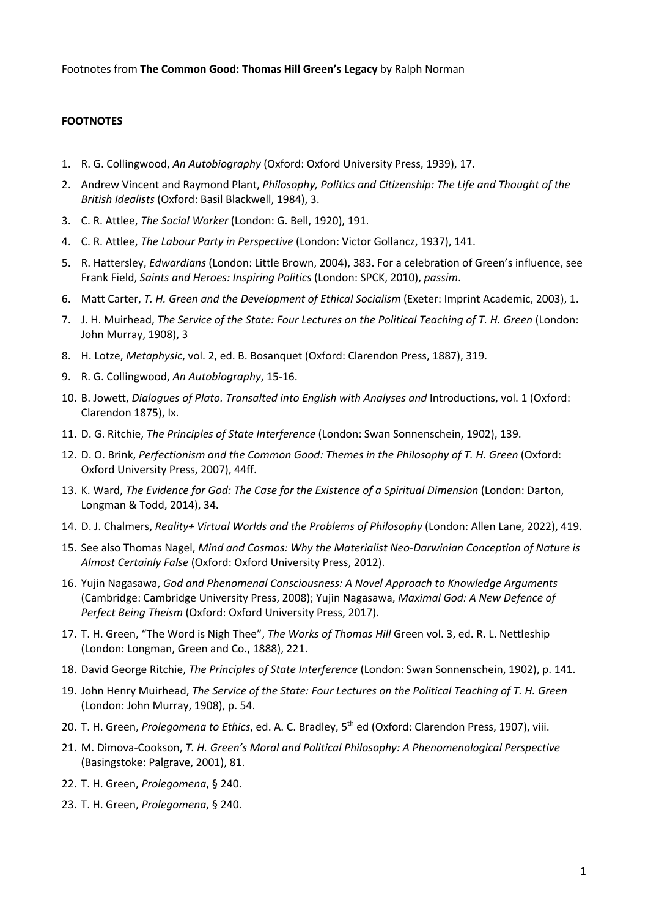Footnotes from **The Common Good: Thomas Hill Green's Legacy** by Ralph Norman

---

**FOOTNOTES**

1. R. G. Collingwood, *An Autobiography* (Oxford: Oxford University Press, 1939), 17.
2. Andrew Vincent and Raymond Plant, *Philosophy, Politics and Citizenship: The Life and Thought of the British Idealists* (Oxford: Basil Blackwell, 1984), 3.
3. C. R. Attlee, *The Social Worker* (London: G. Bell, 1920), 191.
4. C. R. Attlee, *The Labour Party in Perspective* (London: Victor Gollancz, 1937), 141.
5. R. Hattersley, *Edwardians* (London: Little Brown, 2004), 383. For a celebration of Green's influence, see Frank Field, *Saints and Heroes: Inspiring Politics* (London: SPCK, 2010), *passim*.
6. Matt Carter, *T. H. Green and the Development of Ethical Socialism* (Exeter: Imprint Academic, 2003), 1.
7. J. H. Muirhead, *The Service of the State: Four Lectures on the Political Teaching of T. H. Green* (London: John Murray, 1908), 3
8. H. Lotze, *Metaphysic*, vol. 2, ed. B. Bosanquet (Oxford: Clarendon Press, 1887), 319.
9. R. G. Collingwood, *An Autobiography*, 15-16.
10. B. Jowett, *Dialogues of Plato. Transalted into English with Analyses and* Introductions, vol. 1 (Oxford: Clarendon 1875), lx.
11. D. G. Ritchie, *The Principles of State Interference* (London: Swan Sonnenschein, 1902), 139.
12. D. O. Brink, *Perfectionism and the Common Good: Themes in the Philosophy of T. H. Green* (Oxford: Oxford University Press, 2007), 44ff.
13. K. Ward, *The Evidence for God: The Case for the Existence of a Spiritual Dimension* (London: Darton, Longman & Todd, 2014), 34.
14. D. J. Chalmers, *Reality+ Virtual Worlds and the Problems of Philosophy* (London: Allen Lane, 2022), 419.
15. See also Thomas Nagel, *Mind and Cosmos: Why the Materialist Neo-Darwinian Conception of Nature is Almost Certainly False* (Oxford: Oxford University Press, 2012).
16. Yujin Nagasawa, *God and Phenomenal Consciousness: A Novel Approach to Knowledge Arguments* (Cambridge: Cambridge University Press, 2008); Yujin Nagasawa, *Maximal God: A New Defence of Perfect Being Theism* (Oxford: Oxford University Press, 2017).
17. T. H. Green, "The Word is Nigh Thee", *The Works of Thomas Hill* Green vol. 3, ed. R. L. Nettleship (London: Longman, Green and Co., 1888), 221.
18. David George Ritchie, *The Principles of State Interference* (London: Swan Sonnenschein, 1902), p. 141.
19. John Henry Muirhead, *The Service of the State: Four Lectures on the Political Teaching of T. H. Green* (London: John Murray, 1908), p. 54.
20. T. H. Green, *Prolegomena to Ethics*, ed. A. C. Bradley, 5th ed (Oxford: Clarendon Press, 1907), viii.
21. M. Dimova-Cookson, *T. H. Green's Moral and Political Philosophy: A Phenomenological Perspective* (Basingstoke: Palgrave, 2001), 81.
22. T. H. Green, *Prolegomena*, § 240.
23. T. H. Green, *Prolegomena*, § 240.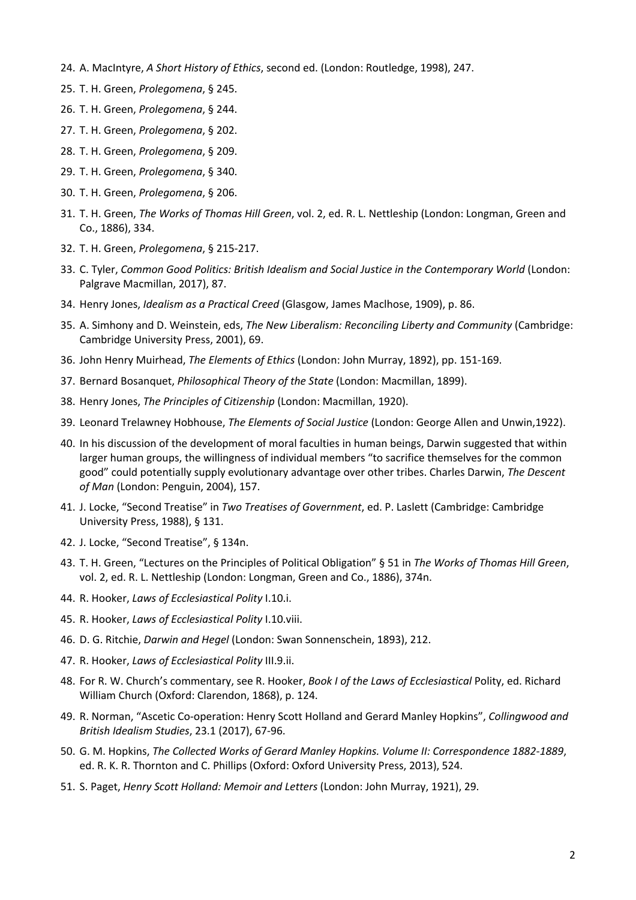24. A. MacIntyre, *A Short History of Ethics*, second ed. (London: Routledge, 1998), 247.
25. T. H. Green, *Prolegomena*, § 245.
26. T. H. Green, *Prolegomena*, § 244.
27. T. H. Green, *Prolegomena*, § 202.
28. T. H. Green, *Prolegomena*, § 209.
29. T. H. Green, *Prolegomena*, § 340.
30. T. H. Green, *Prolegomena*, § 206.
31. T. H. Green, *The Works of Thomas Hill Green*, vol. 2, ed. R. L. Nettleship (London: Longman, Green and Co., 1886), 334.
32. T. H. Green, *Prolegomena*, § 215-217.
33. C. Tyler, *Common Good Politics: British Idealism and Social Justice in the Contemporary World* (London: Palgrave Macmillan, 2017), 87.
34. Henry Jones, *Idealism as a Practical Creed* (Glasgow, James Maclhose, 1909), p. 86.
35. A. Simhony and D. Weinstein, eds, *The New Liberalism: Reconciling Liberty and Community* (Cambridge: Cambridge University Press, 2001), 69.
36. John Henry Muirhead, *The Elements of Ethics* (London: John Murray, 1892), pp. 151-169.
37. Bernard Bosanquet, *Philosophical Theory of the State* (London: Macmillan, 1899).
38. Henry Jones, *The Principles of Citizenship* (London: Macmillan, 1920).
39. Leonard Trelawney Hobhouse, *The Elements of Social Justice* (London: George Allen and Unwin,1922).
40. In his discussion of the development of moral faculties in human beings, Darwin suggested that within larger human groups, the willingness of individual members "to sacrifice themselves for the common good" could potentially supply evolutionary advantage over other tribes. Charles Darwin, *The Descent of Man* (London: Penguin, 2004), 157.
41. J. Locke, "Second Treatise" in *Two Treatises of Government*, ed. P. Laslett (Cambridge: Cambridge University Press, 1988), § 131.
42. J. Locke, "Second Treatise", § 134n.
43. T. H. Green, "Lectures on the Principles of Political Obligation" § 51 in *The Works of Thomas Hill Green*, vol. 2, ed. R. L. Nettleship (London: Longman, Green and Co., 1886), 374n.
44. R. Hooker, *Laws of Ecclesiastical Polity* I.10.i.
45. R. Hooker, *Laws of Ecclesiastical Polity* I.10.viii.
46. D. G. Ritchie, *Darwin and Hegel* (London: Swan Sonnenschein, 1893), 212.
47. R. Hooker, *Laws of Ecclesiastical Polity* III.9.ii.
48. For R. W. Church's commentary, see R. Hooker, *Book I of the Laws of Ecclesiastical* Polity, ed. Richard William Church (Oxford: Clarendon, 1868), p. 124.
49. R. Norman, "Ascetic Co-operation: Henry Scott Holland and Gerard Manley Hopkins", *Collingwood and British Idealism Studies*, 23.1 (2017), 67-96.
50. G. M. Hopkins, *The Collected Works of Gerard Manley Hopkins. Volume II: Correspondence 1882-1889*, ed. R. K. R. Thornton and C. Phillips (Oxford: Oxford University Press, 2013), 524.
51. S. Paget, *Henry Scott Holland: Memoir and Letters* (London: John Murray, 1921), 29.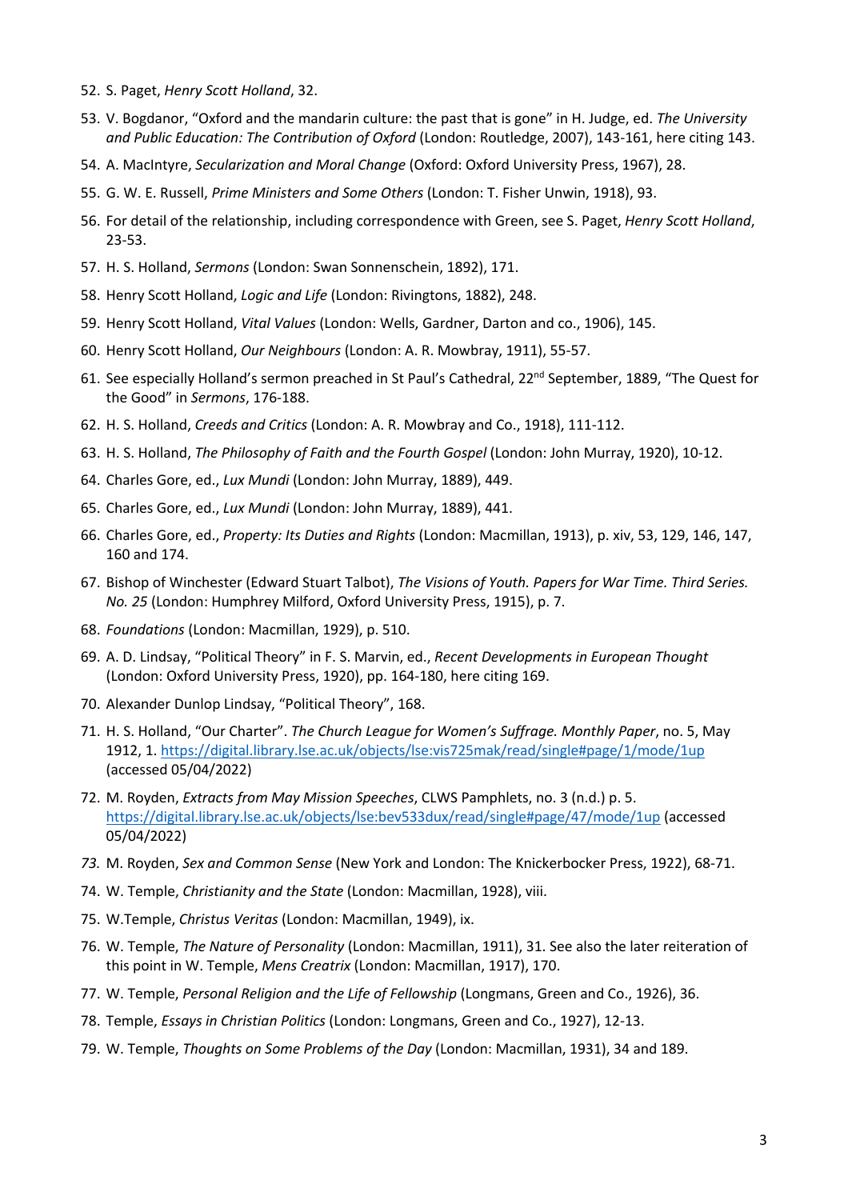52. S. Paget, *Henry Scott Holland*, 32.
53. V. Bogdanor, "Oxford and the mandarin culture: the past that is gone" in H. Judge, ed. *The University and Public Education: The Contribution of Oxford* (London: Routledge, 2007), 143-161, here citing 143.
54. A. MacIntyre, *Secularization and Moral Change* (Oxford: Oxford University Press, 1967), 28.
55. G. W. E. Russell, *Prime Ministers and Some Others* (London: T. Fisher Unwin, 1918), 93.
56. For detail of the relationship, including correspondence with Green, see S. Paget, *Henry Scott Holland*, 23-53.
57. H. S. Holland, *Sermons* (London: Swan Sonnenschein, 1892), 171.
58. Henry Scott Holland, *Logic and Life* (London: Rivingtons, 1882), 248.
59. Henry Scott Holland, *Vital Values* (London: Wells, Gardner, Darton and co., 1906), 145.
60. Henry Scott Holland, *Our Neighbours* (London: A. R. Mowbray, 1911), 55-57.
61. See especially Holland's sermon preached in St Paul's Cathedral, 22nd September, 1889, "The Quest for the Good" in *Sermons*, 176-188.
62. H. S. Holland, *Creeds and Critics* (London: A. R. Mowbray and Co., 1918), 111-112.
63. H. S. Holland, *The Philosophy of Faith and the Fourth Gospel* (London: John Murray, 1920), 10-12.
64. Charles Gore, ed., *Lux Mundi* (London: John Murray, 1889), 449.
65. Charles Gore, ed., *Lux Mundi* (London: John Murray, 1889), 441.
66. Charles Gore, ed., *Property: Its Duties and Rights* (London: Macmillan, 1913), p. xiv, 53, 129, 146, 147, 160 and 174.
67. Bishop of Winchester (Edward Stuart Talbot), *The Visions of Youth. Papers for War Time. Third Series. No. 25* (London: Humphrey Milford, Oxford University Press, 1915), p. 7.
68. *Foundations* (London: Macmillan, 1929), p. 510.
69. A. D. Lindsay, "Political Theory" in F. S. Marvin, ed., *Recent Developments in European Thought* (London: Oxford University Press, 1920), pp. 164-180, here citing 169.
70. Alexander Dunlop Lindsay, "Political Theory", 168.
71. H. S. Holland, "Our Charter". *The Church League for Women's Suffrage. Monthly Paper*, no. 5, May 1912, 1. https://digital.library.lse.ac.uk/objects/lse:vis725mak/read/single#page/1/mode/1up (accessed 05/04/2022)
72. M. Royden, *Extracts from May Mission Speeches*, CLWS Pamphlets, no. 3 (n.d.) p. 5. https://digital.library.lse.ac.uk/objects/lse:bev533dux/read/single#page/47/mode/1up (accessed 05/04/2022)
73. M. Royden, *Sex and Common Sense* (New York and London: The Knickerbocker Press, 1922), 68-71.
74. W. Temple, *Christianity and the State* (London: Macmillan, 1928), viii.
75. W.Temple, *Christus Veritas* (London: Macmillan, 1949), ix.
76. W. Temple, *The Nature of Personality* (London: Macmillan, 1911), 31. See also the later reiteration of this point in W. Temple, *Mens Creatrix* (London: Macmillan, 1917), 170.
77. W. Temple, *Personal Religion and the Life of Fellowship* (Longmans, Green and Co., 1926), 36.
78. Temple, *Essays in Christian Politics* (London: Longmans, Green and Co., 1927), 12-13.
79. W. Temple, *Thoughts on Some Problems of the Day* (London: Macmillan, 1931), 34 and 189.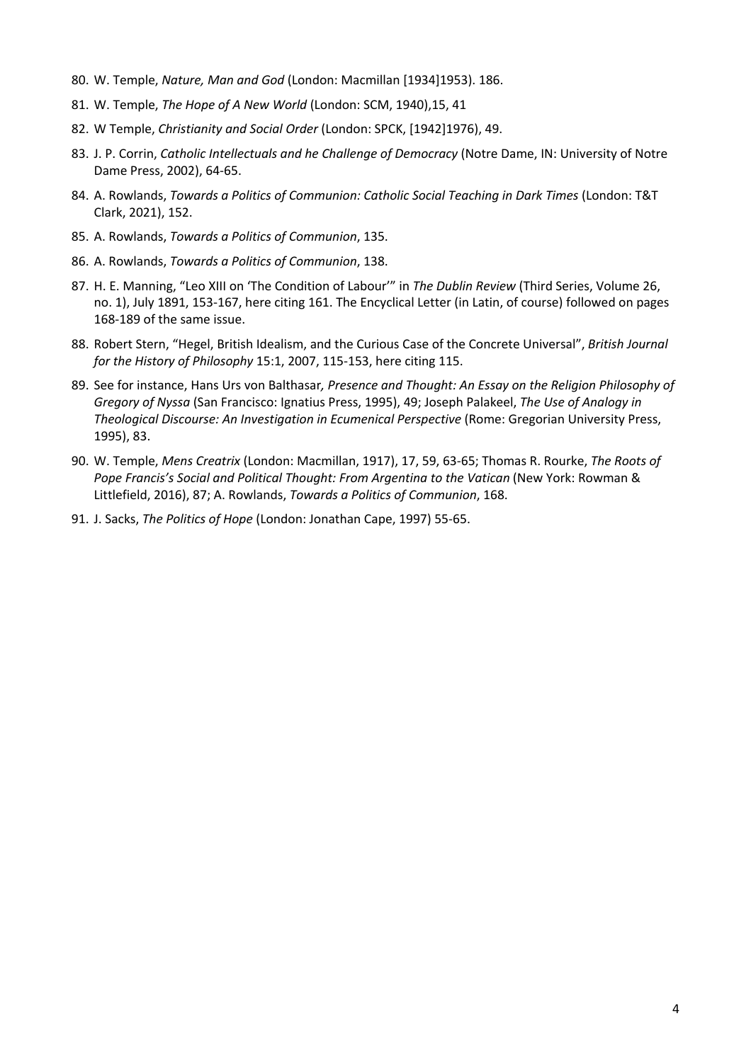80. W. Temple, *Nature, Man and God* (London: Macmillan [1934]1953). 186.
81. W. Temple, *The Hope of A New World* (London: SCM, 1940),15, 41
82. W Temple, *Christianity and Social Order* (London: SPCK, [1942]1976), 49.
83. J. P. Corrin, *Catholic Intellectuals and he Challenge of Democracy* (Notre Dame, IN: University of Notre Dame Press, 2002), 64-65.
84. A. Rowlands, *Towards a Politics of Communion: Catholic Social Teaching in Dark Times* (London: T&T Clark, 2021), 152.
85. A. Rowlands, *Towards a Politics of Communion*, 135.
86. A. Rowlands, *Towards a Politics of Communion*, 138.
87. H. E. Manning, "Leo XIII on 'The Condition of Labour'" in *The Dublin Review* (Third Series, Volume 26, no. 1), July 1891, 153-167, here citing 161. The Encyclical Letter (in Latin, of course) followed on pages 168-189 of the same issue.
88. Robert Stern, "Hegel, British Idealism, and the Curious Case of the Concrete Universal", *British Journal for the History of Philosophy* 15:1, 2007, 115-153, here citing 115.
89. See for instance, Hans Urs von Balthasar*, Presence and Thought: An Essay on the Religion Philosophy of Gregory of Nyssa* (San Francisco: Ignatius Press, 1995), 49; Joseph Palakeel, *The Use of Analogy in Theological Discourse: An Investigation in Ecumenical Perspective* (Rome: Gregorian University Press, 1995), 83.
90. W. Temple, *Mens Creatrix* (London: Macmillan, 1917), 17, 59, 63-65; Thomas R. Rourke, *The Roots of Pope Francis's Social and Political Thought: From Argentina to the Vatican* (New York: Rowman & Littlefield, 2016), 87; A. Rowlands, *Towards a Politics of Communion*, 168.
91. J. Sacks, *The Politics of Hope* (London: Jonathan Cape, 1997) 55-65.